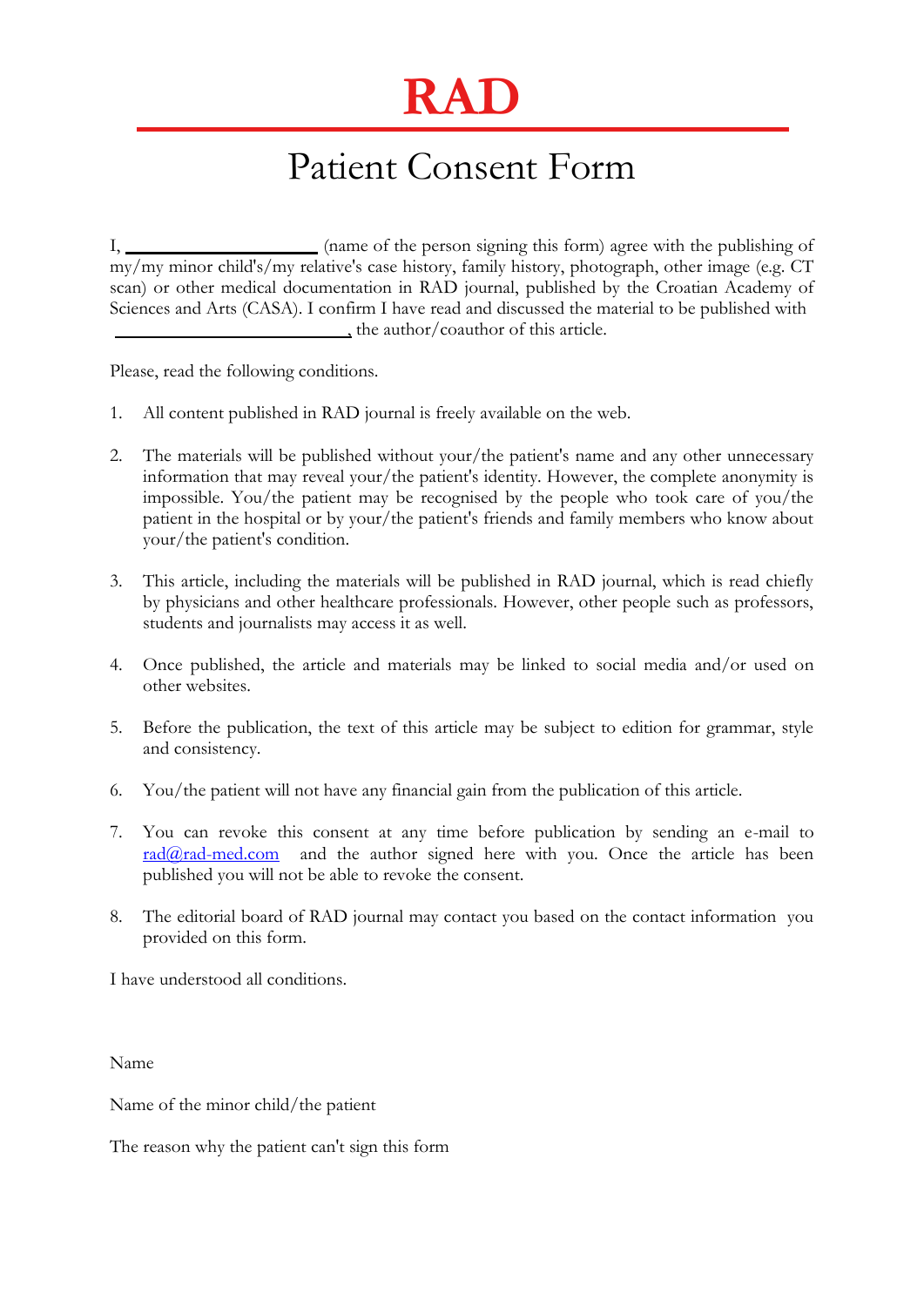# RAD

## Patient Consent Form

I, \_\_\_\_\_\_\_\_\_\_\_\_\_\_\_\_\_\_\_\_\_\_ (name of the person signing this form) agree with the publishing of my/my minor child's/my relative's case history, family history, photograph, other image (e.g. CT scan) or other medical documentation in RAD journal, published by the Croatian Academy of Sciences and Arts (CASA). I confirm I have read and discussed the material to be published with \_\_\_\_\_\_\_\_\_\_\_\_\_\_\_\_\_\_\_\_\_\_\_\_\_\_\_\_, the author/coauthor of this article.

Please, read the following conditions.

1. All content published in RAD journal is freely available on the web.

2. The materials will be published without your/the patient's name and any other unnecessary information that may reveal your/the patient's identity. However, the complete anonymity is impossible. You/the patient may be recognised by the people who took care of you/the patient in the hospital or by your/the patient's friends and family members who know about your/the patient's condition.

3. This article, including the materials will be published in RAD journal, which is read chiefly by physicians and other healthcare professionals. However, other people such as professors, students and journalists may access it as well.

4. Once published, the article and materials may be linked to social media and/or used on other websites.

5. Before the publication, the text of this article may be subject to edition for grammar, style and consistency.

6. You/the patient will not have any financial gain from the publication of this article.

7. You can revoke this consent at any time before publication by sending an e-mail to rad@rad-med.com and the author signed here with you. Once the article has been published you will not be able to revoke the consent.

8. The editorial board of RAD journal may contact you based on the contact information you provided on this form.

I have understood all conditions.

Name

Name of the minor child/the patient

The reason why the patient can't sign this form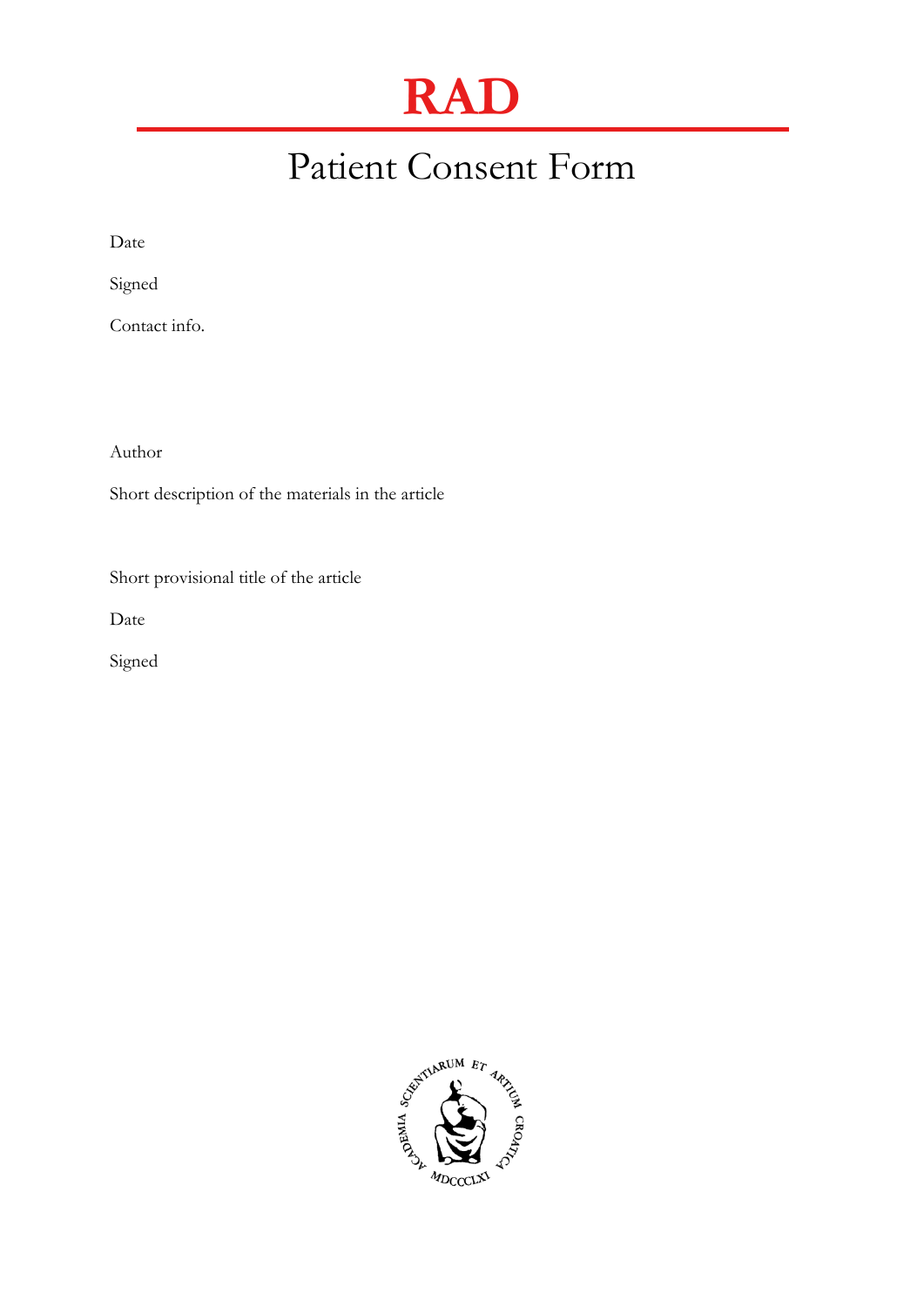# RAD

## Patient Consent Form

Date

Signed

Contact info.

Author

Short description of the materials in the article

Short provisional title of the article

Date

Signed

ACADEMIA SCIENTIARUM ET ARTIUM CROATICA MDCCCLXI